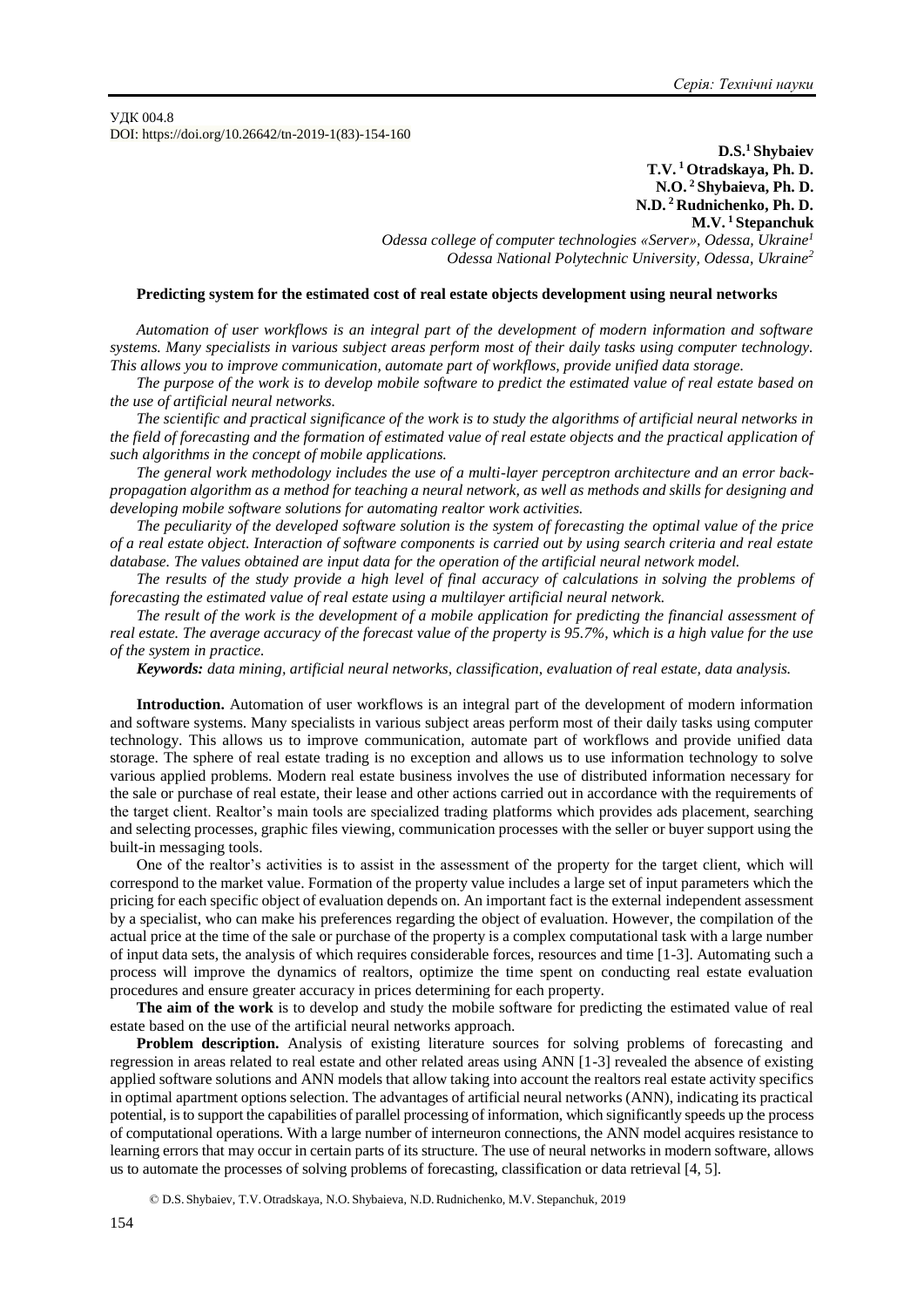УДК 004.8
DOI: https://doi.org/10.26642/tn-2019-1(83)-154-160

**D.S.[1] Shybaiev**
**T.V.[1] Otradskaya, Ph. D.**
**N.O.[2] Shybaieva, Ph. D.**
**N.D.[2] Rudnichenko, Ph. D.**
**M.V.[1] Stepanchuk**
*Odessa college of computer technologies «Server», Odessa, Ukraine[1]*
*Odessa National Polytechnic University, Odessa, Ukraine[2]*

## Predicting system for the estimated cost of real estate objects development using neural networks

*Automation of user workflows is an integral part of the development of modern information and software systems. Many specialists in various subject areas perform most of their daily tasks using computer technology. This allows you to improve communication, automate part of workflows, provide unified data storage.*

*The purpose of the work is to develop mobile software to predict the estimated value of real estate based on the use of artificial neural networks.*

*The scientific and practical significance of the work is to study the algorithms of artificial neural networks in the field of forecasting and the formation of estimated value of real estate objects and the practical application of such algorithms in the concept of mobile applications.*

*The general work methodology includes the use of a multi-layer perceptron architecture and an error back-propagation algorithm as a method for teaching a neural network, as well as methods and skills for designing and developing mobile software solutions for automating realtor work activities.*

*The peculiarity of the developed software solution is the system of forecasting the optimal value of the price of a real estate object. Interaction of software components is carried out by using search criteria and real estate database. The values obtained are input data for the operation of the artificial neural network model.*

*The results of the study provide a high level of final accuracy of calculations in solving the problems of forecasting the estimated value of real estate using a multilayer artificial neural network.*

*The result of the work is the development of a mobile application for predicting the financial assessment of real estate. The average accuracy of the forecast value of the property is 95.7%, which is a high value for the use of the system in practice.*

***Keywords:** data mining, artificial neural networks, classification, evaluation of real estate, data analysis.*

**Introduction.** Automation of user workflows is an integral part of the development of modern information and software systems. Many specialists in various subject areas perform most of their daily tasks using computer technology. This allows us to improve communication, automate part of workflows and provide unified data storage. The sphere of real estate trading is no exception and allows us to use information technology to solve various applied problems. Modern real estate business involves the use of distributed information necessary for the sale or purchase of real estate, their lease and other actions carried out in accordance with the requirements of the target client. Realtor's main tools are specialized trading platforms which provides ads placement, searching and selecting processes, graphic files viewing, communication processes with the seller or buyer support using the built-in messaging tools.

One of the realtor's activities is to assist in the assessment of the property for the target client, which will correspond to the market value. Formation of the property value includes a large set of input parameters which the pricing for each specific object of evaluation depends on. An important fact is the external independent assessment by a specialist, who can make his preferences regarding the object of evaluation. However, the compilation of the actual price at the time of the sale or purchase of the property is a complex computational task with a large number of input data sets, the analysis of which requires considerable forces, resources and time [1-3]. Automating such a process will improve the dynamics of realtors, optimize the time spent on conducting real estate evaluation procedures and ensure greater accuracy in prices determining for each property.

**The aim of the work** is to develop and study the mobile software for predicting the estimated value of real estate based on the use of the artificial neural networks approach.

**Problem description.** Analysis of existing literature sources for solving problems of forecasting and regression in areas related to real estate and other related areas using ANN [1-3] revealed the absence of existing applied software solutions and ANN models that allow taking into account the realtors real estate activity specifics in optimal apartment options selection. The advantages of artificial neural networks (ANN), indicating its practical potential, is to support the capabilities of parallel processing of information, which significantly speeds up the process of computational operations. With a large number of interneuron connections, the ANN model acquires resistance to learning errors that may occur in certain parts of its structure. The use of neural networks in modern software, allows us to automate the processes of solving problems of forecasting, classification or data retrieval [4, 5].

© D.S. Shybaiev, T.V. Otradskaya, N.O. Shybaieva, N.D. Rudnichenko, M.V. Stepanchuk, 2019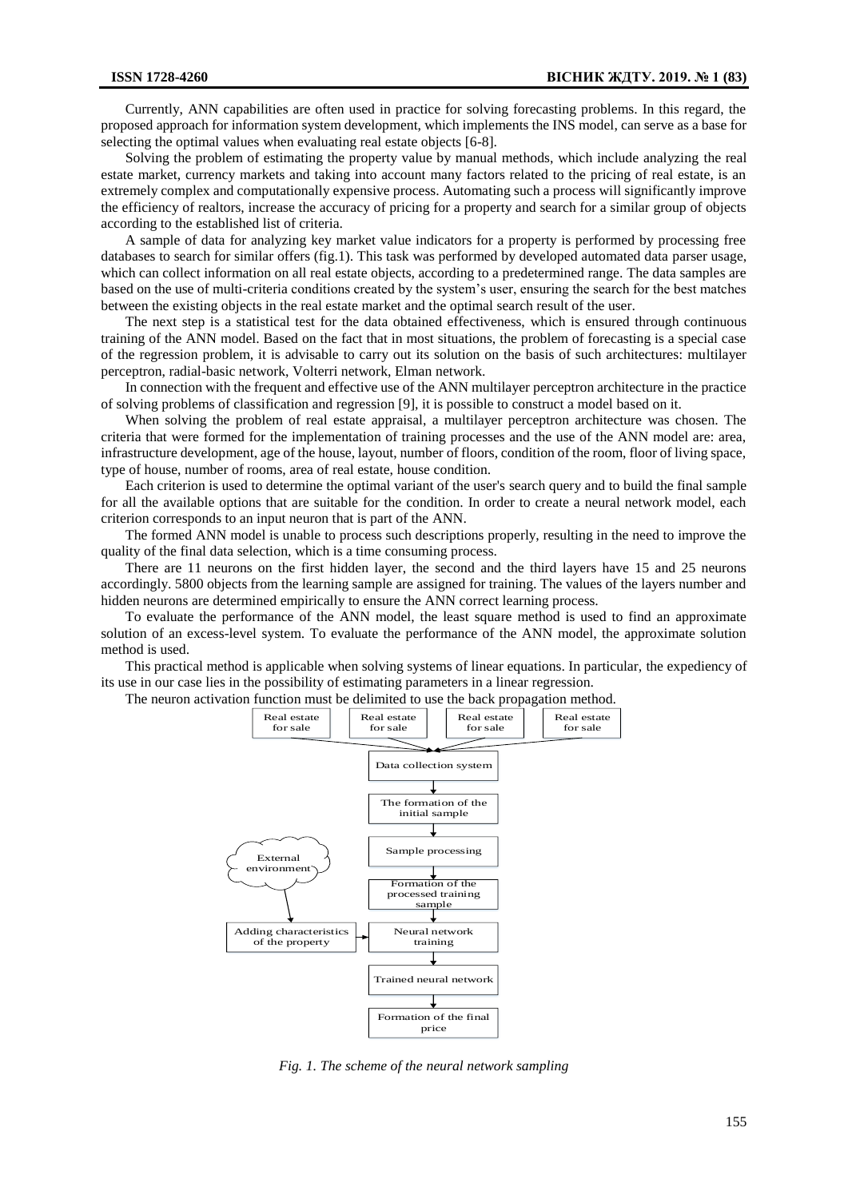Currently, ANN capabilities are often used in practice for solving forecasting problems. In this regard, the proposed approach for information system development, which implements the INS model, can serve as a base for selecting the optimal values when evaluating real estate objects [6-8].

Solving the problem of estimating the property value by manual methods, which include analyzing the real estate market, currency markets and taking into account many factors related to the pricing of real estate, is an extremely complex and computationally expensive process. Automating such a process will significantly improve the efficiency of realtors, increase the accuracy of pricing for a property and search for a similar group of objects according to the established list of criteria.

A sample of data for analyzing key market value indicators for a property is performed by processing free databases to search for similar offers (fig.1). This task was performed by developed automated data parser usage, which can collect information on all real estate objects, according to a predetermined range. The data samples are based on the use of multi-criteria conditions created by the system's user, ensuring the search for the best matches between the existing objects in the real estate market and the optimal search result of the user.

The next step is a statistical test for the data obtained effectiveness, which is ensured through continuous training of the ANN model. Based on the fact that in most situations, the problem of forecasting is a special case of the regression problem, it is advisable to carry out its solution on the basis of such architectures: multilayer perceptron, radial-basic network, Volterri network, Elman network.

In connection with the frequent and effective use of the ANN multilayer perceptron architecture in the practice of solving problems of classification and regression [9], it is possible to construct a model based on it.

When solving the problem of real estate appraisal, a multilayer perceptron architecture was chosen. The criteria that were formed for the implementation of training processes and the use of the ANN model are: area, infrastructure development, age of the house, layout, number of floors, condition of the room, floor of living space, type of house, number of rooms, area of real estate, house condition.

Each criterion is used to determine the optimal variant of the user's search query and to build the final sample for all the available options that are suitable for the condition. In order to create a neural network model, each criterion corresponds to an input neuron that is part of the ANN.

The formed ANN model is unable to process such descriptions properly, resulting in the need to improve the quality of the final data selection, which is a time consuming process.

There are 11 neurons on the first hidden layer, the second and the third layers have 15 and 25 neurons accordingly. 5800 objects from the learning sample are assigned for training. The values of the layers number and hidden neurons are determined empirically to ensure the ANN correct learning process.

To evaluate the performance of the ANN model, the least square method is used to find an approximate solution of an excess-level system. To evaluate the performance of the ANN model, the approximate solution method is used.

This practical method is applicable when solving systems of linear equations. In particular, the expediency of its use in our case lies in the possibility of estimating parameters in a linear regression.

The neuron activation function must be delimited to use the back propagation method.

```
Real estate   Real estate   Real estate   Real estate
 for sale      for sale      for sale      for sale
        \          \            /            /
                Data collection system
                          |
            The formation of the initial sample
                          |
                  Sample processing
                          |
   External     Formation of the processed training sample
  environment             |
       |                  |
Adding characteristics -> Neural network training
 of the property          |
                 Trained neural network
                          |
             Formation of the final price
```

*Fig. 1. The scheme of the neural network sampling*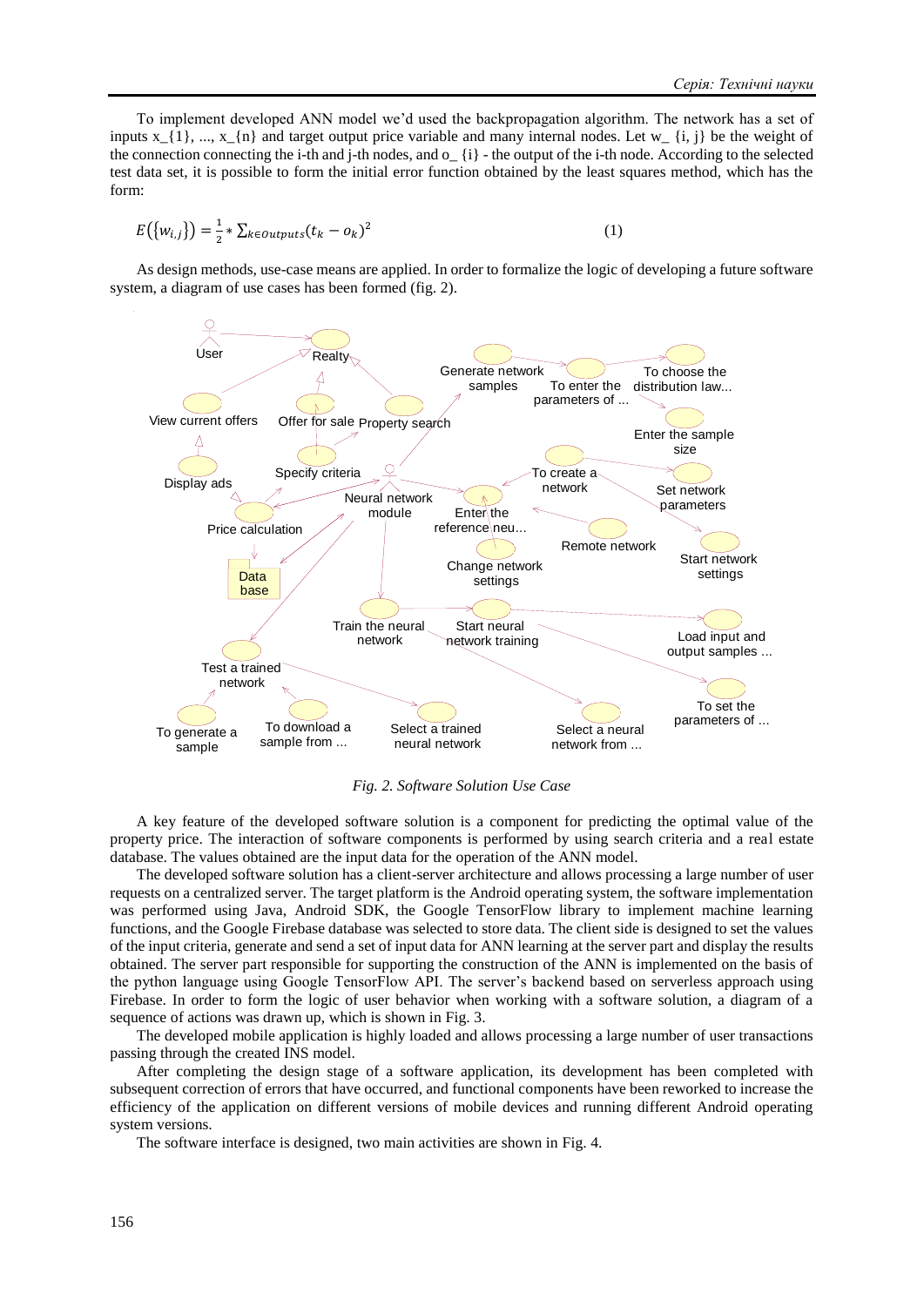To implement developed ANN model we'd used the backpropagation algorithm. The network has a set of inputs x_{1}, ..., x_{n} and target output price variable and many internal nodes. Let w_ {i, j} be the weight of the connection connecting the i-th and j-th nodes, and o_ {i} - the output of the i-th node. According to the selected test data set, it is possible to form the initial error function obtained by the least squares method, which has the form:

$$E(\{w_{i,j}\}) = \frac{1}{2} * \sum_{k \in Outputs}(t_k - o_k)^2 \quad (1)$$

As design methods, use-case means are applied. In order to formalize the logic of developing a future software system, a diagram of use cases has been formed (fig. 2).

*Fig. 2. Software Solution Use Case*

A key feature of the developed software solution is a component for predicting the optimal value of the property price. The interaction of software components is performed by using search criteria and a real estate database. The values obtained are the input data for the operation of the ANN model.

The developed software solution has a client-server architecture and allows processing a large number of user requests on a centralized server. The target platform is the Android operating system, the software implementation was performed using Java, Android SDK, the Google TensorFlow library to implement machine learning functions, and the Google Firebase database was selected to store data. The client side is designed to set the values of the input criteria, generate and send a set of input data for ANN learning at the server part and display the results obtained. The server part responsible for supporting the construction of the ANN is implemented on the basis of the python language using Google TensorFlow API. The server's backend based on serverless approach using Firebase. In order to form the logic of user behavior when working with a software solution, a diagram of a sequence of actions was drawn up, which is shown in Fig. 3.

The developed mobile application is highly loaded and allows processing a large number of user transactions passing through the created INS model.

After completing the design stage of a software application, its development has been completed with subsequent correction of errors that have occurred, and functional components have been reworked to increase the efficiency of the application on different versions of mobile devices and running different Android operating system versions.

The software interface is designed, two main activities are shown in Fig. 4.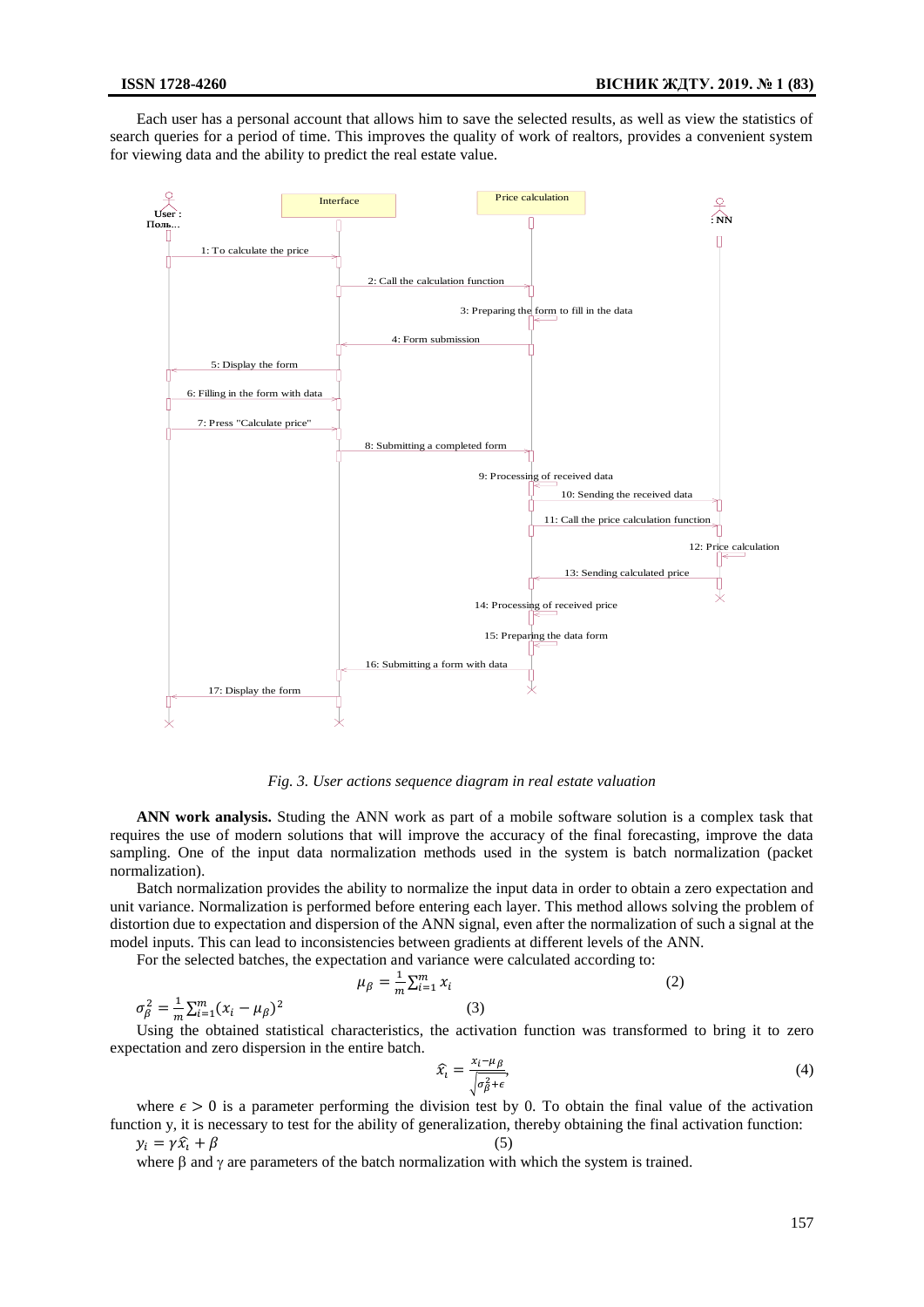Each user has a personal account that allows him to save the selected results, as well as view the statistics of search queries for a period of time. This improves the quality of work of realtors, provides a convenient system for viewing data and the ability to predict the real estate value.

*Fig. 3. User actions sequence diagram in real estate valuation*

**ANN work analysis.** Studing the ANN work as part of a mobile software solution is a complex task that requires the use of modern solutions that will improve the accuracy of the final forecasting, improve the data sampling. One of the input data normalization methods used in the system is batch normalization (packet normalization).

Batch normalization provides the ability to normalize the input data in order to obtain a zero expectation and unit variance. Normalization is performed before entering each layer. This method allows solving the problem of distortion due to expectation and dispersion of the ANN signal, even after the normalization of such a signal at the model inputs. This can lead to inconsistencies between gradients at different levels of the ANN.

For the selected batches, the expectation and variance were calculated according to:

$$\mu_\beta = \frac{1}{m}\sum_{i=1}^{m} x_i \tag{2}$$

$$\sigma_\beta^2 = \frac{1}{m}\sum_{i=1}^{m}(x_i - \mu_\beta)^2 \tag{3}$$

Using the obtained statistical characteristics, the activation function was transformed to bring it to zero expectation and zero dispersion in the entire batch.

$$\hat{x_i} = \frac{x_i - \mu_\beta}{\sqrt{\sigma_\beta^2 + \epsilon}}, \tag{4}$$

where $\epsilon > 0$ is a parameter performing the division test by 0. To obtain the final value of the activation function y, it is necessary to test for the ability of generalization, thereby obtaining the final activation function:

$$y_i = \gamma \hat{x_i} + \beta \tag{5}$$

where β and γ are parameters of the batch normalization with which the system is trained.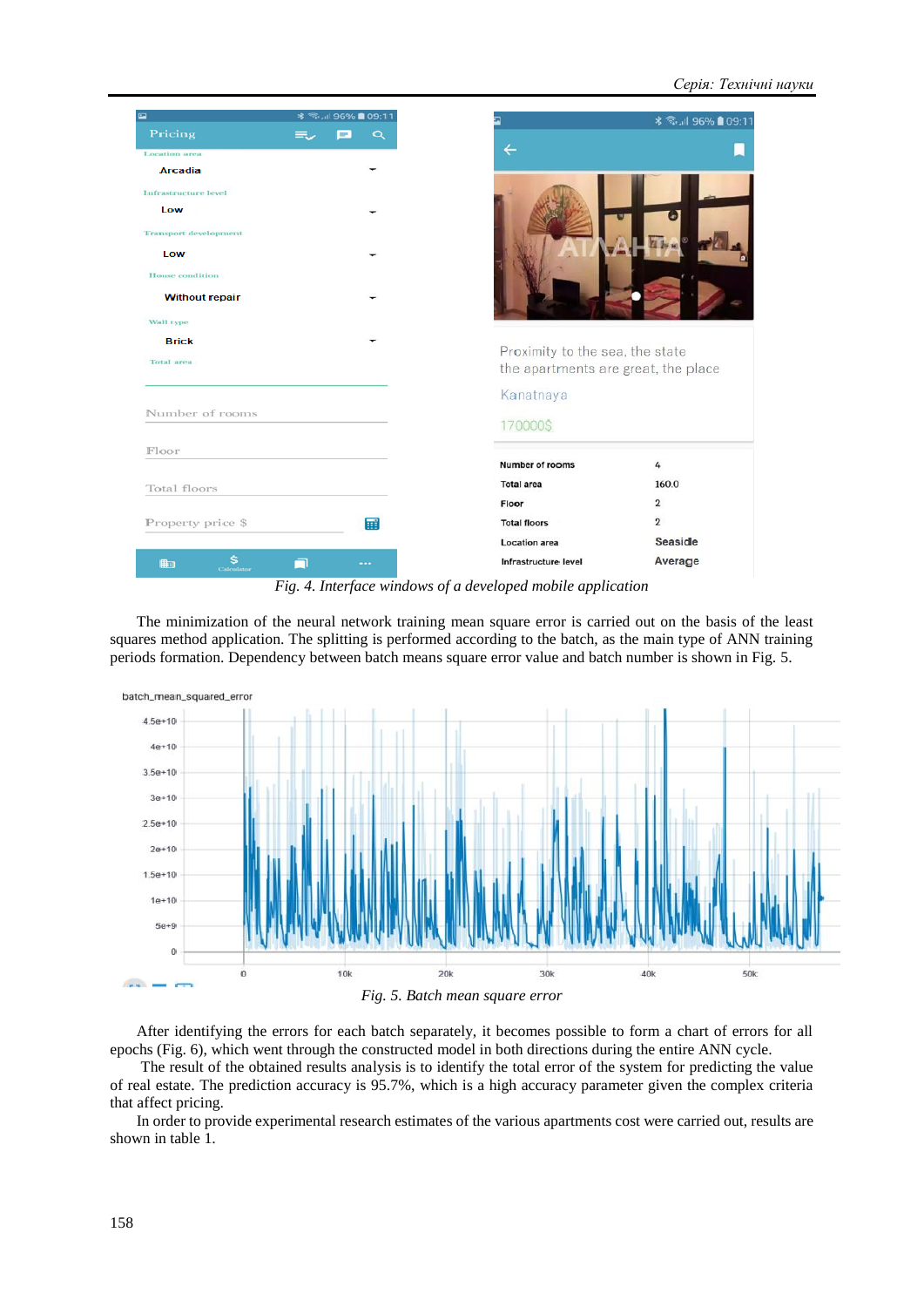Fig. 4. *Interface windows of a developed mobile application*

The minimization of the neural network training mean square error is carried out on the basis of the least squares method application. The splitting is performed according to the batch, as the main type of ANN training periods formation. Dependency between batch means square error value and batch number is shown in Fig. 5.

*Fig. 5. Batch mean square error*

After identifying the errors for each batch separately, it becomes possible to form a chart of errors for all epochs (Fig. 6), which went through the constructed model in both directions during the entire ANN cycle.

The result of the obtained results analysis is to identify the total error of the system for predicting the value of real estate. The prediction accuracy is 95.7%, which is a high accuracy parameter given the complex criteria that affect pricing.

In order to provide experimental research estimates of the various apartments cost were carried out, results are shown in table 1.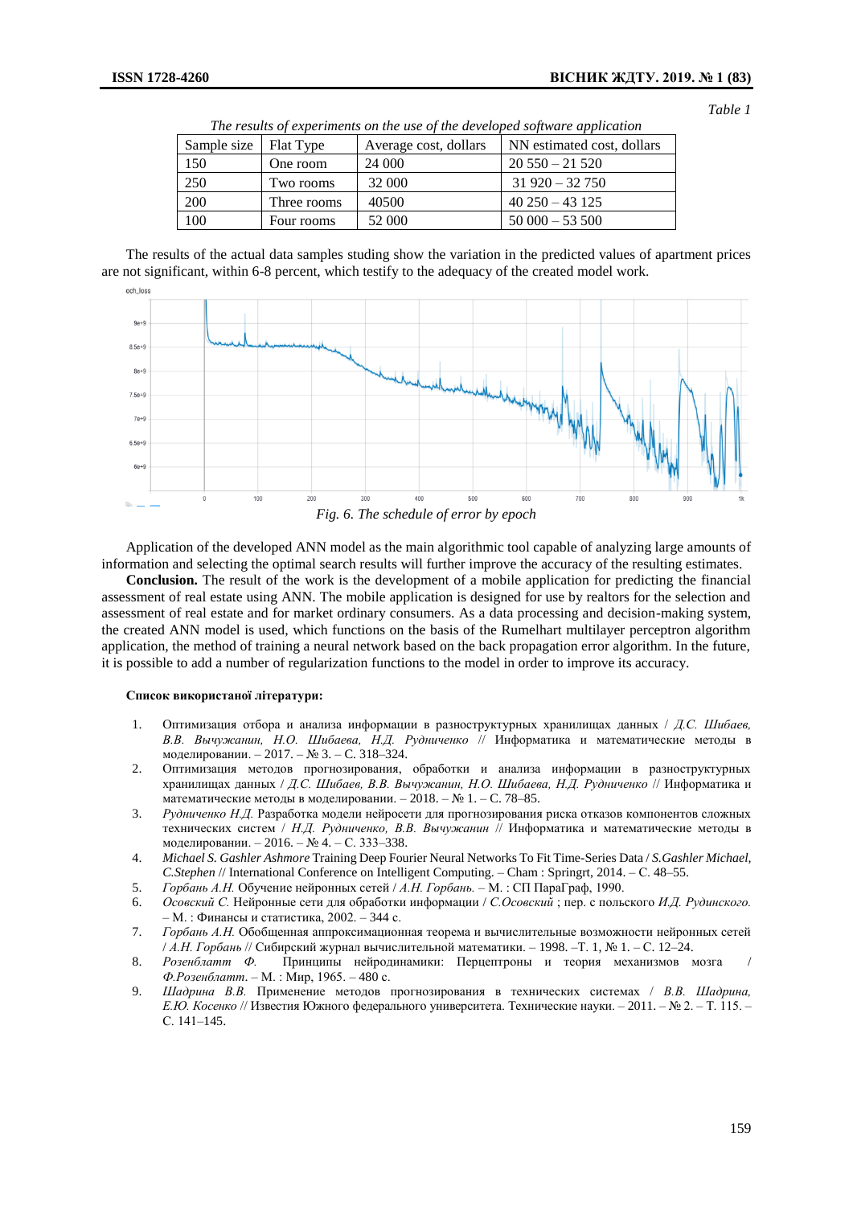*Table 1*

*The results of experiments on the use of the developed software application*

| Sample size | Flat Type | Average cost, dollars | NN estimated cost, dollars |
|---|---|---|---|
| 150 | One room | 24 000 | 20 550 – 21 520 |
| 250 | Two rooms | 32 000 | 31 920 – 32 750 |
| 200 | Three rooms | 40500 | 40 250 – 43 125 |
| 100 | Four rooms | 52 000 | 50 000 – 53 500 |

The results of the actual data samples studing show the variation in the predicted values of apartment prices are not significant, within 6-8 percent, which testify to the adequacy of the created model work.

*Fig. 6. The schedule of error by epoch*

Application of the developed ANN model as the main algorithmic tool capable of analyzing large amounts of information and selecting the optimal search results will further improve the accuracy of the resulting estimates.

**Conclusion.** The result of the work is the development of a mobile application for predicting the financial assessment of real estate using ANN. The mobile application is designed for use by realtors for the selection and assessment of real estate and for market ordinary consumers. As a data processing and decision-making system, the created ANN model is used, which functions on the basis of the Rumelhart multilayer perceptron algorithm application, the method of training a neural network based on the back propagation error algorithm. In the future, it is possible to add a number of regularization functions to the model in order to improve its accuracy.

**Список використаної літератури:**

1. Оптимизация отбора и анализа информации в разноструктурных хранилищах данных / *Д.С. Шибаев, В.В. Вычужанин, Н.О. Шибаева, Н.Д. Рудниченко* // Информатика и математические методы в моделировании. – 2017. – № 3. – С. 318–324.
2. Оптимизация методов прогнозирования, обработки и анализа информации в разноструктурных хранилищах данных / *Д.С. Шибаев, В.В. Вычужанин, Н.О. Шибаева, Н.Д. Рудниченко* // Информатика и математические методы в моделировании. – 2018. – № 1. – С. 78–85.
3. *Рудниченко Н.Д.* Разработка модели нейросети для прогнозирования риска отказов компонентов сложных технических систем / *Н.Д. Рудниченко, В.В. Вычужанин* // Информатика и математические методы в моделировании. – 2016. – № 4. – С. 333–338.
4. *Michael S. Gashler Ashmore* Training Deep Fourier Neural Networks To Fit Time-Series Data / *S.Gashler Michael, C.Stephen* // International Conference on Intelligent Computing. – Cham : Springrt, 2014. – С. 48–55.
5. *Горбань А.Н.* Обучение нейронных сетей / *А.Н. Горбань.* – М. : СП ПараГраф, 1990.
6. *Осовский С.* Нейронные сети для обработки информации / *С.Осовский* ; пер. с польского *И.Д. Рудинского.* – М. : Финансы и статистика, 2002. – 344 с.
7. *Горбань А.Н.* Обобщенная аппроксимационная теорема и вычислительные возможности нейронных сетей / *А.Н. Горбань* // Сибирский журнал вычислительной математики. – 1998. –Т. 1, № 1. – С. 12–24.
8. *Розенблатт Ф.* Принципы нейродинамики: Перцептроны и теория механизмов мозга / *Ф.Розенблатт*. – М. : Мир, 1965. – 480 с.
9. *Шадрина В.В.* Применение методов прогнозирования в технических системах / *В.В. Шадрина, Е.Ю. Косенко* // Известия Южного федерального университета. Технические науки. – 2011. – № 2. – Т. 115. – С. 141–145.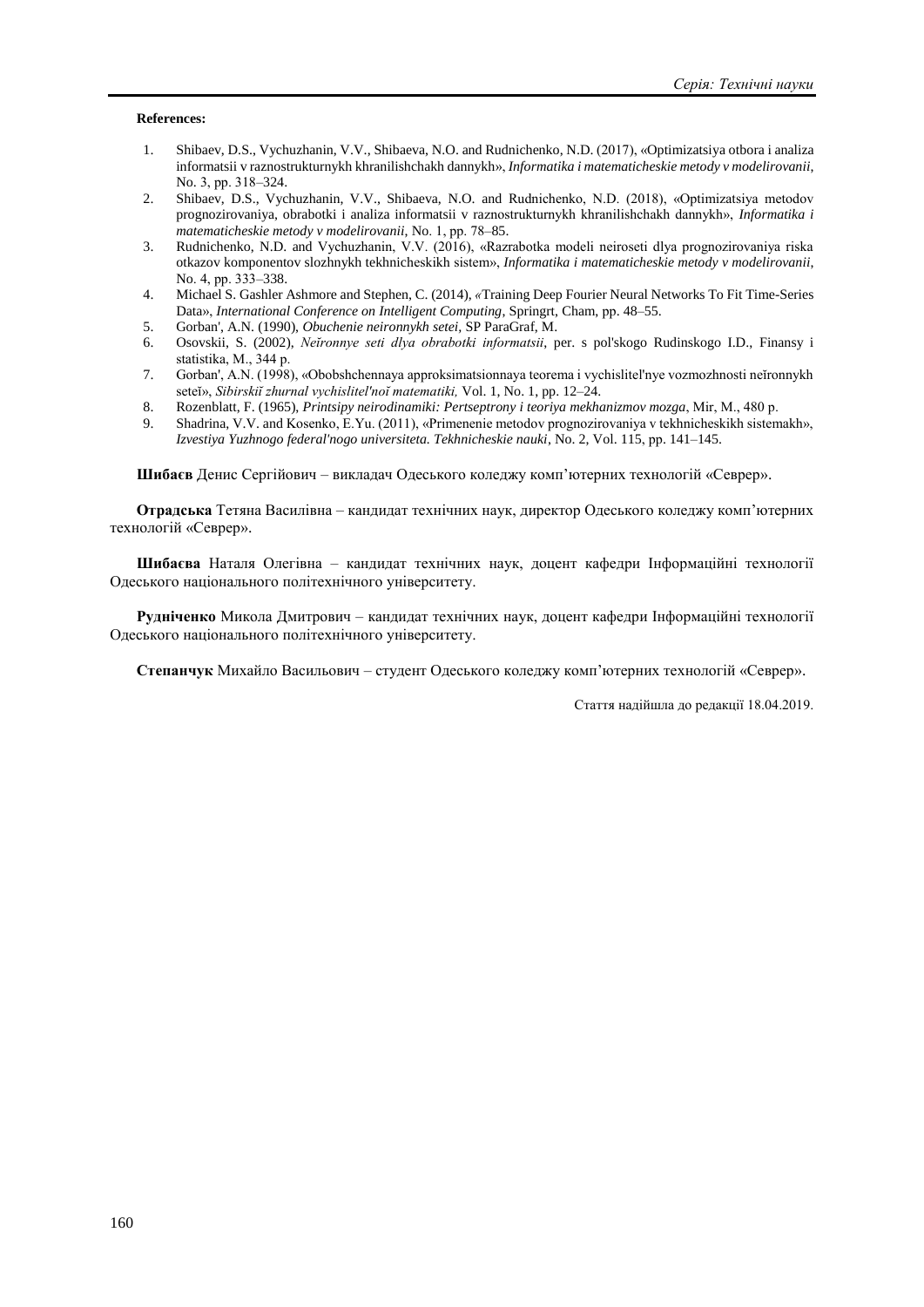**References:**

1. Shibaev, D.S., Vychuzhanin, V.V., Shibaeva, N.O. and Rudnichenko, N.D. (2017), «Optimizatsiya otbora i analiza informatsii v raznostrukturnykh khranilishchakh dannykh», *Informatika i matematicheskie metody v modelirovanii*, No. 3, pp. 318–324.
2. Shibaev, D.S., Vychuzhanin, V.V., Shibaeva, N.O. and Rudnichenko, N.D. (2018), «Optimizatsiya metodov prognozirovaniya, obrabotki i analiza informatsii v raznostrukturnykh khranilishchakh dannykh», *Informatika i matematicheskie metody v modelirovanii*, No. 1, pp. 78–85.
3. Rudnichenko, N.D. and Vychuzhanin, V.V. (2016), «Razrabotka modeli neiroseti dlya prognozirovaniya riska otkazov komponentov slozhnykh tekhnicheskikh sistem», *Informatika i matematicheskie metody v modelirovanii*, No. 4, pp. 333–338.
4. Michael S. Gashler Ashmore and Stephen, C. (2014), *«*Training Deep Fourier Neural Networks To Fit Time-Series Data», *International Conference on Intelligent Computing*, Springrt, Cham, pp. 48–55.
5. Gorban', A.N. (1990), *Obuchenie neironnykh setei*, SP ParaGraf, M.
6. Osovskii, S. (2002), *Neĭronnye seti dlya obrabotki informatsii*, per. s pol'skogo Rudinskogo I.D., Finansy i statistika, M., 344 p.
7. Gorban', A.N. (1998), «Obobshchennaya approksimatsionnaya teorema i vychislitel'nye vozmozhnosti neĭronnykh seteĭ», *Sibirskiĭ zhurnal vychislitel'noĭ matematiki,* Vol. 1, No. 1, pp. 12–24.
8. Rozenblatt, F. (1965), *Printsipy neirodinamiki: Pertseptrony i teoriya mekhanizmov mozga*, Mir, M., 480 p.
9. Shadrina, V.V. and Kosenko, E.Yu. (2011), «Primenenie metodov prognozirovaniya v tekhnicheskikh sistemakh», *Izvestiya Yuzhnogo federal'nogo universiteta. Tekhnicheskie nauki*, No. 2, Vol. 115, pp. 141–145.

**Шибаєв** Денис Сергійович – викладач Одеського коледжу комп'ютерних технологій «Сервер».

**Отрадська** Тетяна Василівна – кандидат технічних наук, директор Одеського коледжу комп'ютерних технологій «Сервер».

**Шибаєва** Наталя Олегівна – кандидат технічних наук, доцент кафедри Інформаційні технології Одеського національного політехнічного університету.

**Рудніченко** Микола Дмитрович – кандидат технічних наук, доцент кафедри Інформаційні технології Одеського національного політехнічного університету.

**Степанчук** Михайло Васильович – студент Одеського коледжу комп'ютерних технологій «Сервер».

Стаття надійшла до редакції 18.04.2019.